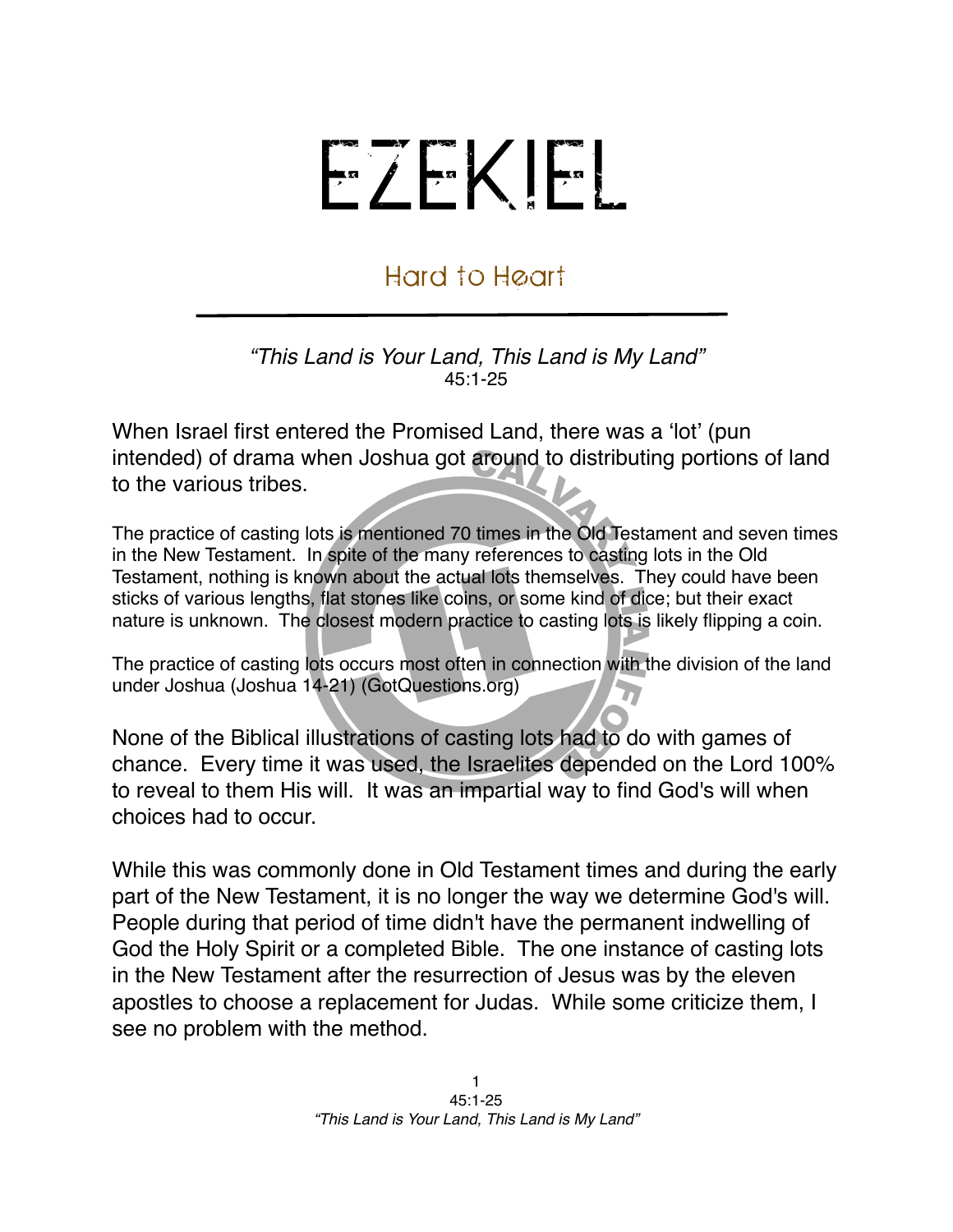# EZEKIEL

## Hard to Heart

*"This Land is Your Land, This Land is My Land"*
45:1-25

When Israel first entered the Promised Land, there was a 'lot' (pun intended) of drama when Joshua got around to distributing portions of land to the various tribes.

The practice of casting lots is mentioned 70 times in the Old Testament and seven times in the New Testament. In spite of the many references to casting lots in the Old Testament, nothing is known about the actual lots themselves. They could have been sticks of various lengths, flat stones like coins, or some kind of dice; but their exact nature is unknown. The closest modern practice to casting lots is likely flipping a coin.

The practice of casting lots occurs most often in connection with the division of the land under Joshua (Joshua 14-21) (GotQuestions.org)

None of the Biblical illustrations of casting lots had to do with games of chance. Every time it was used, the Israelites depended on the Lord 100% to reveal to them His will. It was an impartial way to find God's will when choices had to occur.

While this was commonly done in Old Testament times and during the early part of the New Testament, it is no longer the way we determine God's will. People during that period of time didn't have the permanent indwelling of God the Holy Spirit or a completed Bible. The one instance of casting lots in the New Testament after the resurrection of Jesus was by the eleven apostles to choose a replacement for Judas. While some criticize them, I see no problem with the method.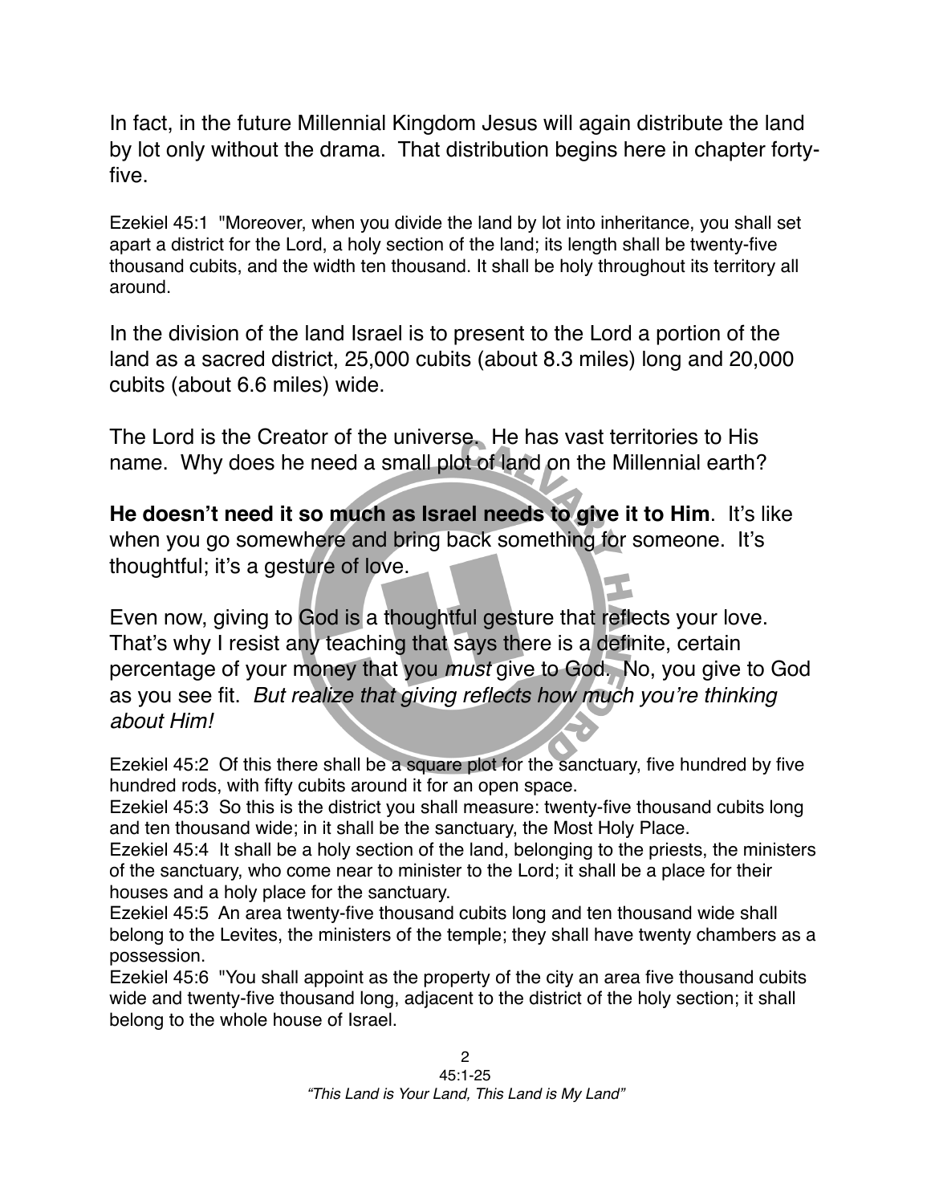In fact, in the future Millennial Kingdom Jesus will again distribute the land by lot only without the drama. That distribution begins here in chapter forty-five.

Ezekiel 45:1 "Moreover, when you divide the land by lot into inheritance, you shall set apart a district for the Lord, a holy section of the land; its length shall be twenty-five thousand cubits, and the width ten thousand. It shall be holy throughout its territory all around.

In the division of the land Israel is to present to the Lord a portion of the land as a sacred district, 25,000 cubits (about 8.3 miles) long and 20,000 cubits (about 6.6 miles) wide.

The Lord is the Creator of the universe. He has vast territories to His name. Why does he need a small plot of land on the Millennial earth?

**He doesn't need it so much as Israel needs to give it to Him**. It's like when you go somewhere and bring back something for someone. It's thoughtful; it's a gesture of love.

Even now, giving to God is a thoughtful gesture that reflects your love. That's why I resist any teaching that says there is a definite, certain percentage of your money that you *must* give to God. No, you give to God as you see fit. *But realize that giving reflects how much you're thinking about Him!*

Ezekiel 45:2 Of this there shall be a square plot for the sanctuary, five hundred by five hundred rods, with fifty cubits around it for an open space.
Ezekiel 45:3 So this is the district you shall measure: twenty-five thousand cubits long and ten thousand wide; in it shall be the sanctuary, the Most Holy Place.
Ezekiel 45:4 It shall be a holy section of the land, belonging to the priests, the ministers of the sanctuary, who come near to minister to the Lord; it shall be a place for their houses and a holy place for the sanctuary.
Ezekiel 45:5 An area twenty-five thousand cubits long and ten thousand wide shall belong to the Levites, the ministers of the temple; they shall have twenty chambers as a possession.
Ezekiel 45:6 "You shall appoint as the property of the city an area five thousand cubits wide and twenty-five thousand long, adjacent to the district of the holy section; it shall belong to the whole house of Israel.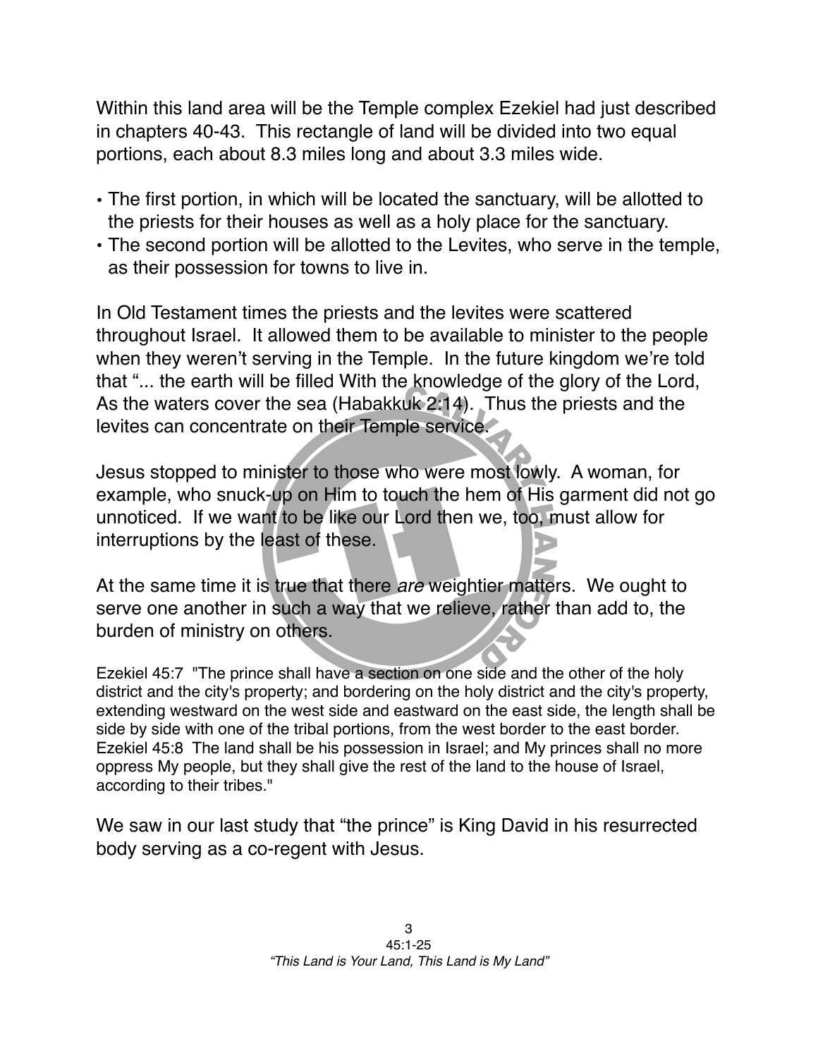Within this land area will be the Temple complex Ezekiel had just described in chapters 40-43. This rectangle of land will be divided into two equal portions, each about 8.3 miles long and about 3.3 miles wide.

- The first portion, in which will be located the sanctuary, will be allotted to the priests for their houses as well as a holy place for the sanctuary.
- The second portion will be allotted to the Levites, who serve in the temple, as their possession for towns to live in.

In Old Testament times the priests and the levites were scattered throughout Israel. It allowed them to be available to minister to the people when they weren't serving in the Temple. In the future kingdom we're told that "... the earth will be filled With the knowledge of the glory of the Lord, As the waters cover the sea (Habakkuk 2:14). Thus the priests and the levites can concentrate on their Temple service.

Jesus stopped to minister to those who were most lowly. A woman, for example, who snuck-up on Him to touch the hem of His garment did not go unnoticed. If we want to be like our Lord then we, too, must allow for interruptions by the least of these.

At the same time it is true that there *are* weightier matters. We ought to serve one another in such a way that we relieve, rather than add to, the burden of ministry on others.

Ezekiel 45:7 "The prince shall have a section on one side and the other of the holy district and the city's property; and bordering on the holy district and the city's property, extending westward on the west side and eastward on the east side, the length shall be side by side with one of the tribal portions, from the west border to the east border.
Ezekiel 45:8 The land shall be his possession in Israel; and My princes shall no more oppress My people, but they shall give the rest of the land to the house of Israel, according to their tribes."

We saw in our last study that "the prince" is King David in his resurrected body serving as a co-regent with Jesus.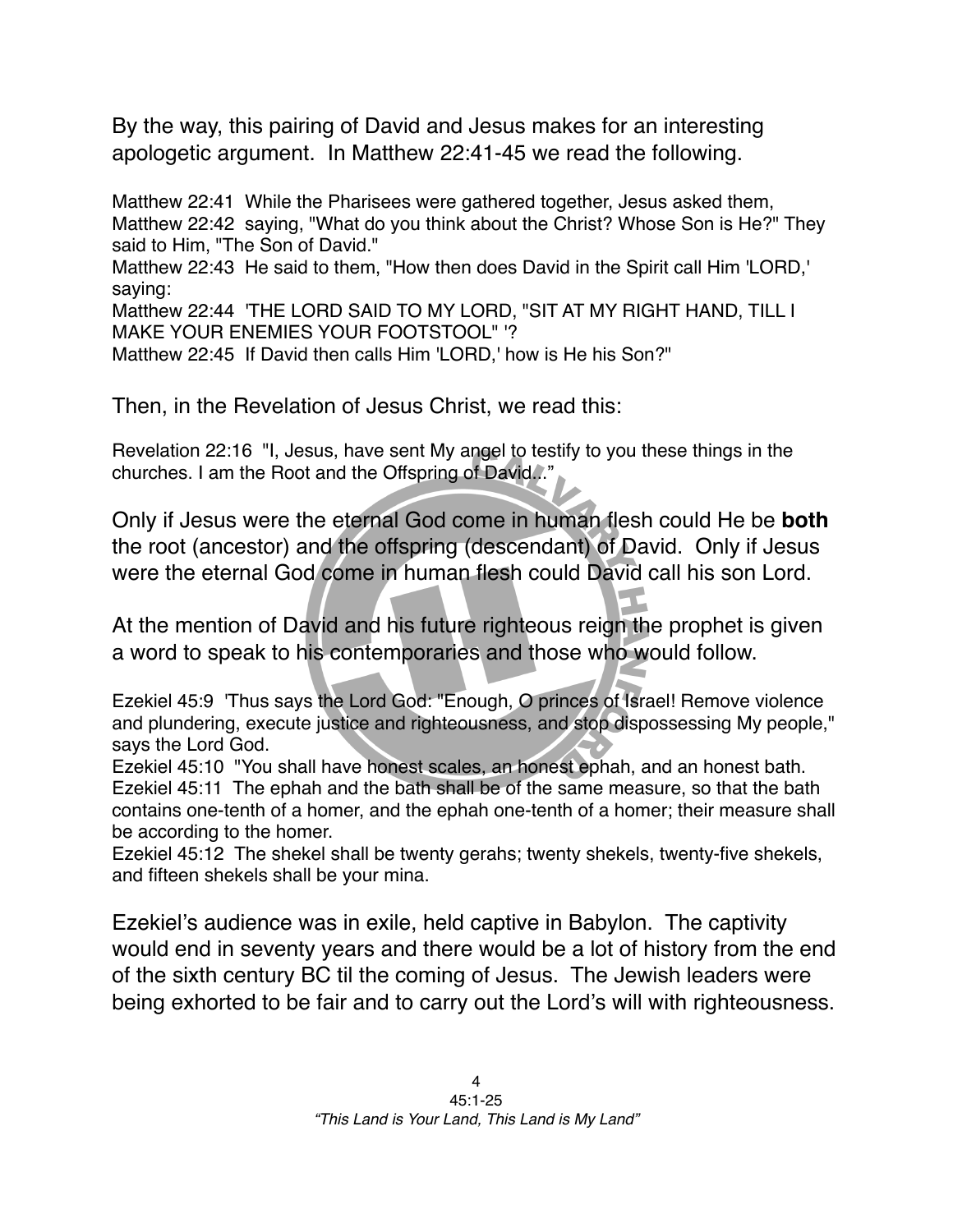By the way, this pairing of David and Jesus makes for an interesting apologetic argument. In Matthew 22:41-45 we read the following.

Matthew 22:41 While the Pharisees were gathered together, Jesus asked them,
Matthew 22:42 saying, "What do you think about the Christ? Whose Son is He?" They said to Him, "The Son of David."
Matthew 22:43 He said to them, "How then does David in the Spirit call Him 'LORD,' saying:
Matthew 22:44 'THE LORD SAID TO MY LORD, "SIT AT MY RIGHT HAND, TILL I MAKE YOUR ENEMIES YOUR FOOTSTOOL" '?
Matthew 22:45 If David then calls Him 'LORD,' how is He his Son?"

Then, in the Revelation of Jesus Christ, we read this:

Revelation 22:16 "I, Jesus, have sent My angel to testify to you these things in the churches. I am the Root and the Offspring of David..."

Only if Jesus were the eternal God come in human flesh could He be **both** the root (ancestor) and the offspring (descendant) of David. Only if Jesus were the eternal God come in human flesh could David call his son Lord.

At the mention of David and his future righteous reign the prophet is given a word to speak to his contemporaries and those who would follow.

Ezekiel 45:9 'Thus says the Lord God: "Enough, O princes of Israel! Remove violence and plundering, execute justice and righteousness, and stop dispossessing My people," says the Lord God.
Ezekiel 45:10 "You shall have honest scales, an honest ephah, and an honest bath.
Ezekiel 45:11 The ephah and the bath shall be of the same measure, so that the bath contains one-tenth of a homer, and the ephah one-tenth of a homer; their measure shall be according to the homer.
Ezekiel 45:12 The shekel shall be twenty gerahs; twenty shekels, twenty-five shekels, and fifteen shekels shall be your mina.

Ezekiel's audience was in exile, held captive in Babylon. The captivity would end in seventy years and there would be a lot of history from the end of the sixth century BC til the coming of Jesus. The Jewish leaders were being exhorted to be fair and to carry out the Lord's will with righteousness.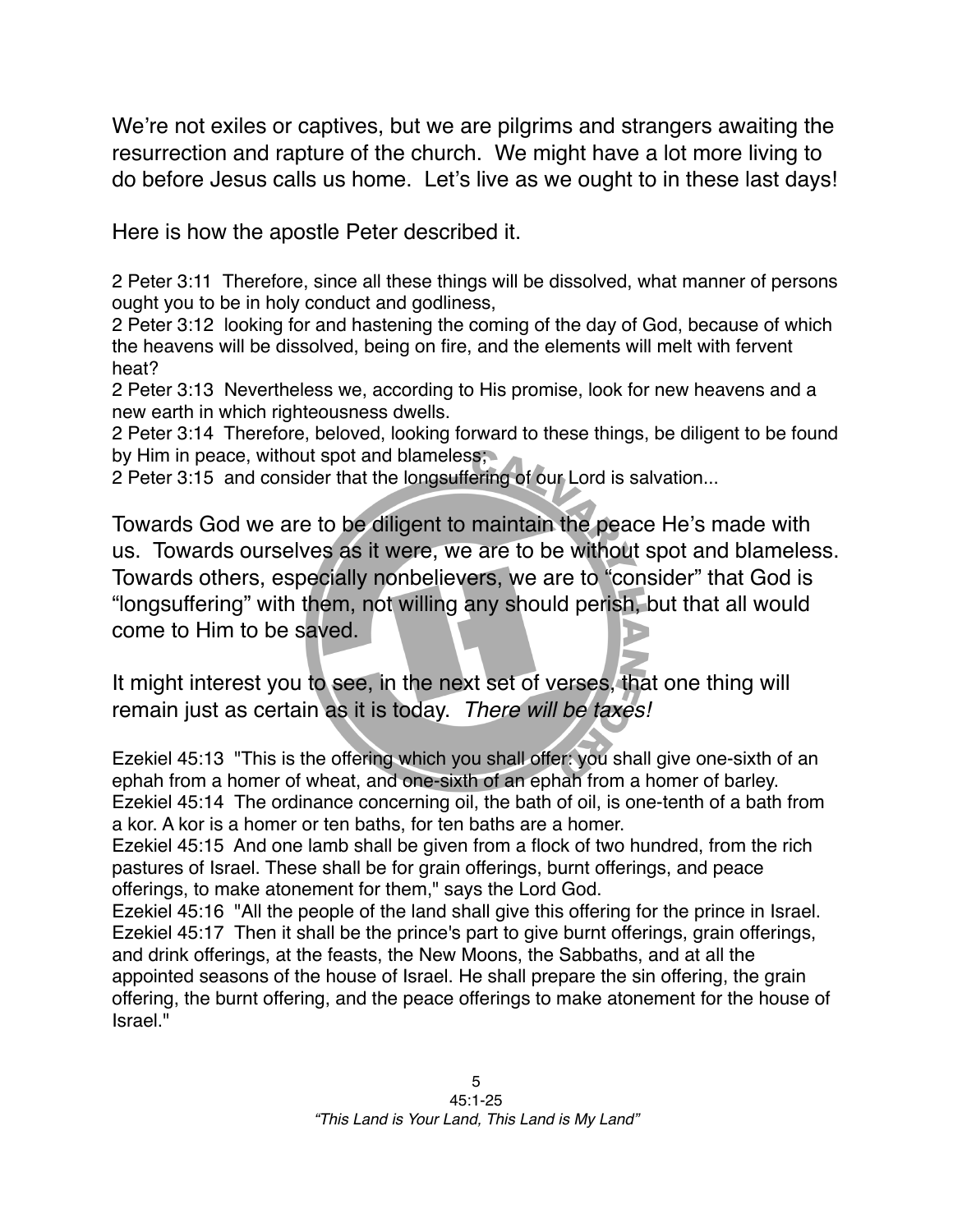We're not exiles or captives, but we are pilgrims and strangers awaiting the resurrection and rapture of the church.  We might have a lot more living to do before Jesus calls us home.  Let's live as we ought to in these last days!

Here is how the apostle Peter described it.

2 Peter 3:11  Therefore, since all these things will be dissolved, what manner of persons ought you to be in holy conduct and godliness,
2 Peter 3:12  looking for and hastening the coming of the day of God, because of which the heavens will be dissolved, being on fire, and the elements will melt with fervent heat?
2 Peter 3:13  Nevertheless we, according to His promise, look for new heavens and a new earth in which righteousness dwells.
2 Peter 3:14  Therefore, beloved, looking forward to these things, be diligent to be found by Him in peace, without spot and blameless;
2 Peter 3:15  and consider that the longsuffering of our Lord is salvation...

Towards God we are to be diligent to maintain the peace He's made with us.  Towards ourselves as it were, we are to be without spot and blameless. Towards others, especially nonbelievers, we are to "consider" that God is "longsuffering" with them, not willing any should perish, but that all would come to Him to be saved.

It might interest you to see, in the next set of verses, that one thing will remain just as certain as it is today.  *There will be taxes!*

Ezekiel 45:13  "This is the offering which you shall offer: you shall give one-sixth of an ephah from a homer of wheat, and one-sixth of an ephah from a homer of barley.
Ezekiel 45:14  The ordinance concerning oil, the bath of oil, is one-tenth of a bath from a kor. A kor is a homer or ten baths, for ten baths are a homer.
Ezekiel 45:15  And one lamb shall be given from a flock of two hundred, from the rich pastures of Israel. These shall be for grain offerings, burnt offerings, and peace offerings, to make atonement for them," says the Lord God.
Ezekiel 45:16  "All the people of the land shall give this offering for the prince in Israel.
Ezekiel 45:17  Then it shall be the prince's part to give burnt offerings, grain offerings, and drink offerings, at the feasts, the New Moons, the Sabbaths, and at all the appointed seasons of the house of Israel. He shall prepare the sin offering, the grain offering, the burnt offering, and the peace offerings to make atonement for the house of Israel."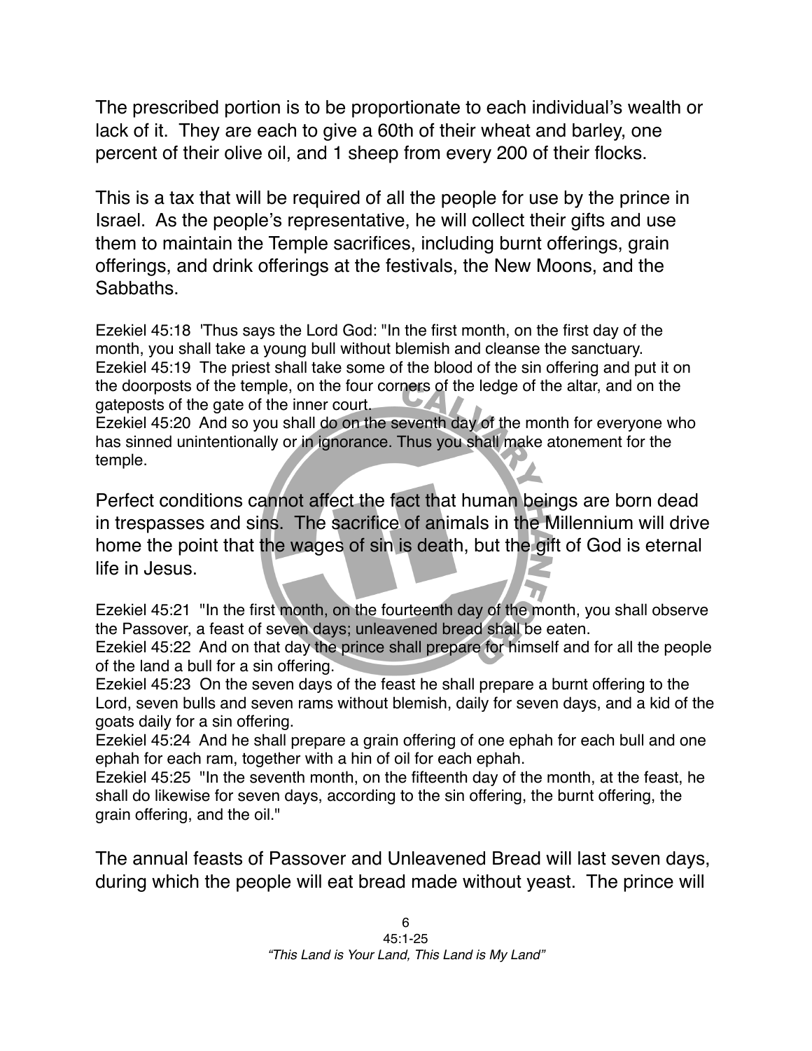The prescribed portion is to be proportionate to each individual's wealth or lack of it. They are each to give a 60th of their wheat and barley, one percent of their olive oil, and 1 sheep from every 200 of their flocks.

This is a tax that will be required of all the people for use by the prince in Israel. As the people's representative, he will collect their gifts and use them to maintain the Temple sacrifices, including burnt offerings, grain offerings, and drink offerings at the festivals, the New Moons, and the Sabbaths.

Ezekiel 45:18 'Thus says the Lord God: "In the first month, on the first day of the month, you shall take a young bull without blemish and cleanse the sanctuary.
Ezekiel 45:19 The priest shall take some of the blood of the sin offering and put it on the doorposts of the temple, on the four corners of the ledge of the altar, and on the gateposts of the gate of the inner court.
Ezekiel 45:20 And so you shall do on the seventh day of the month for everyone who has sinned unintentionally or in ignorance. Thus you shall make atonement for the temple.

Perfect conditions cannot affect the fact that human beings are born dead in trespasses and sins. The sacrifice of animals in the Millennium will drive home the point that the wages of sin is death, but the gift of God is eternal life in Jesus.

Ezekiel 45:21 "In the first month, on the fourteenth day of the month, you shall observe the Passover, a feast of seven days; unleavened bread shall be eaten.
Ezekiel 45:22 And on that day the prince shall prepare for himself and for all the people of the land a bull for a sin offering.
Ezekiel 45:23 On the seven days of the feast he shall prepare a burnt offering to the Lord, seven bulls and seven rams without blemish, daily for seven days, and a kid of the goats daily for a sin offering.
Ezekiel 45:24 And he shall prepare a grain offering of one ephah for each bull and one ephah for each ram, together with a hin of oil for each ephah.
Ezekiel 45:25 "In the seventh month, on the fifteenth day of the month, at the feast, he shall do likewise for seven days, according to the sin offering, the burnt offering, the grain offering, and the oil."

The annual feasts of Passover and Unleavened Bread will last seven days, during which the people will eat bread made without yeast. The prince will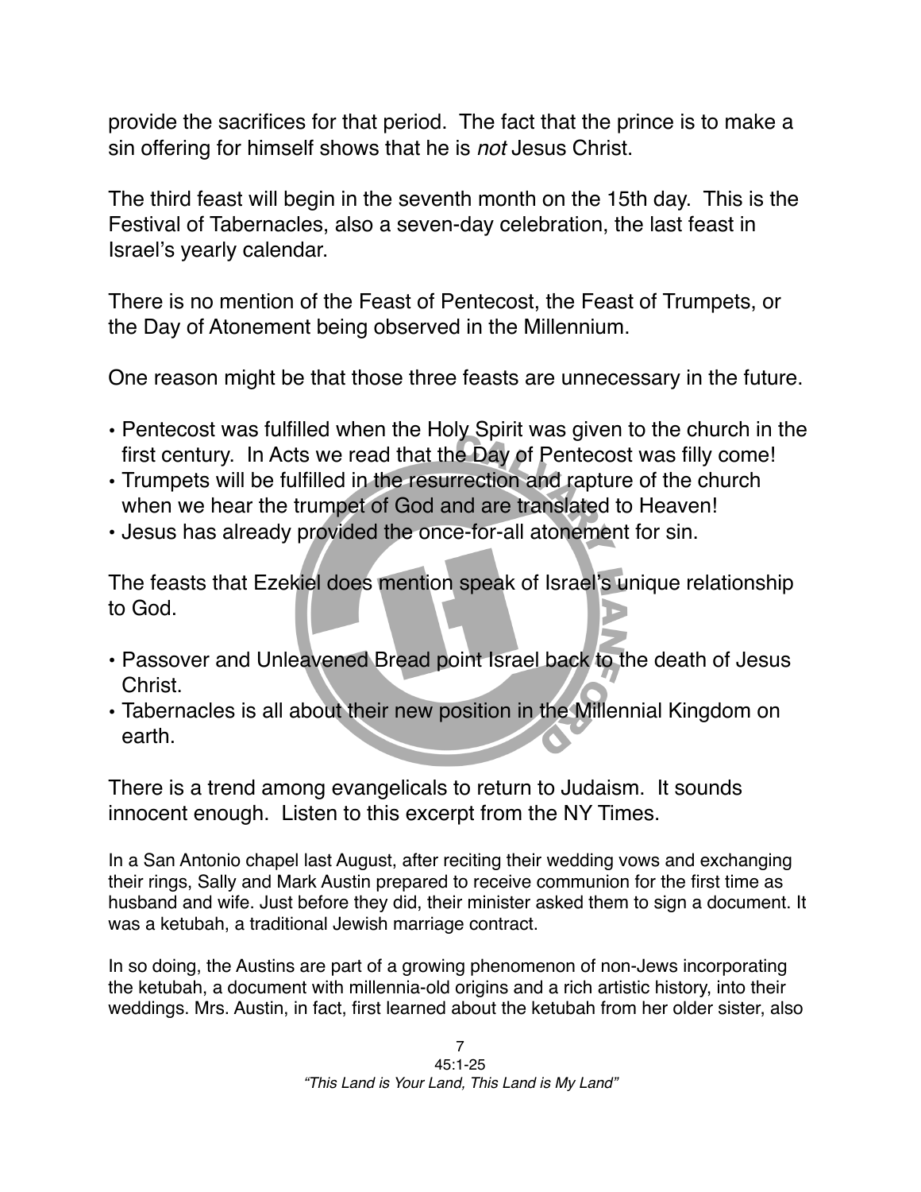provide the sacrifices for that period. The fact that the prince is to make a sin offering for himself shows that he is *not* Jesus Christ.

The third feast will begin in the seventh month on the 15th day. This is the Festival of Tabernacles, also a seven-day celebration, the last feast in Israel's yearly calendar.

There is no mention of the Feast of Pentecost, the Feast of Trumpets, or the Day of Atonement being observed in the Millennium.

One reason might be that those three feasts are unnecessary in the future.

- Pentecost was fulfilled when the Holy Spirit was given to the church in the first century. In Acts we read that the Day of Pentecost was filly come!
- Trumpets will be fulfilled in the resurrection and rapture of the church when we hear the trumpet of God and are translated to Heaven!
- Jesus has already provided the once-for-all atonement for sin.

The feasts that Ezekiel does mention speak of Israel's unique relationship to God.

- Passover and Unleavened Bread point Israel back to the death of Jesus Christ.
- Tabernacles is all about their new position in the Millennial Kingdom on earth.

There is a trend among evangelicals to return to Judaism. It sounds innocent enough. Listen to this excerpt from the NY Times.

In a San Antonio chapel last August, after reciting their wedding vows and exchanging their rings, Sally and Mark Austin prepared to receive communion for the first time as husband and wife. Just before they did, their minister asked them to sign a document. It was a ketubah, a traditional Jewish marriage contract.

In so doing, the Austins are part of a growing phenomenon of non-Jews incorporating the ketubah, a document with millennia-old origins and a rich artistic history, into their weddings. Mrs. Austin, in fact, first learned about the ketubah from her older sister, also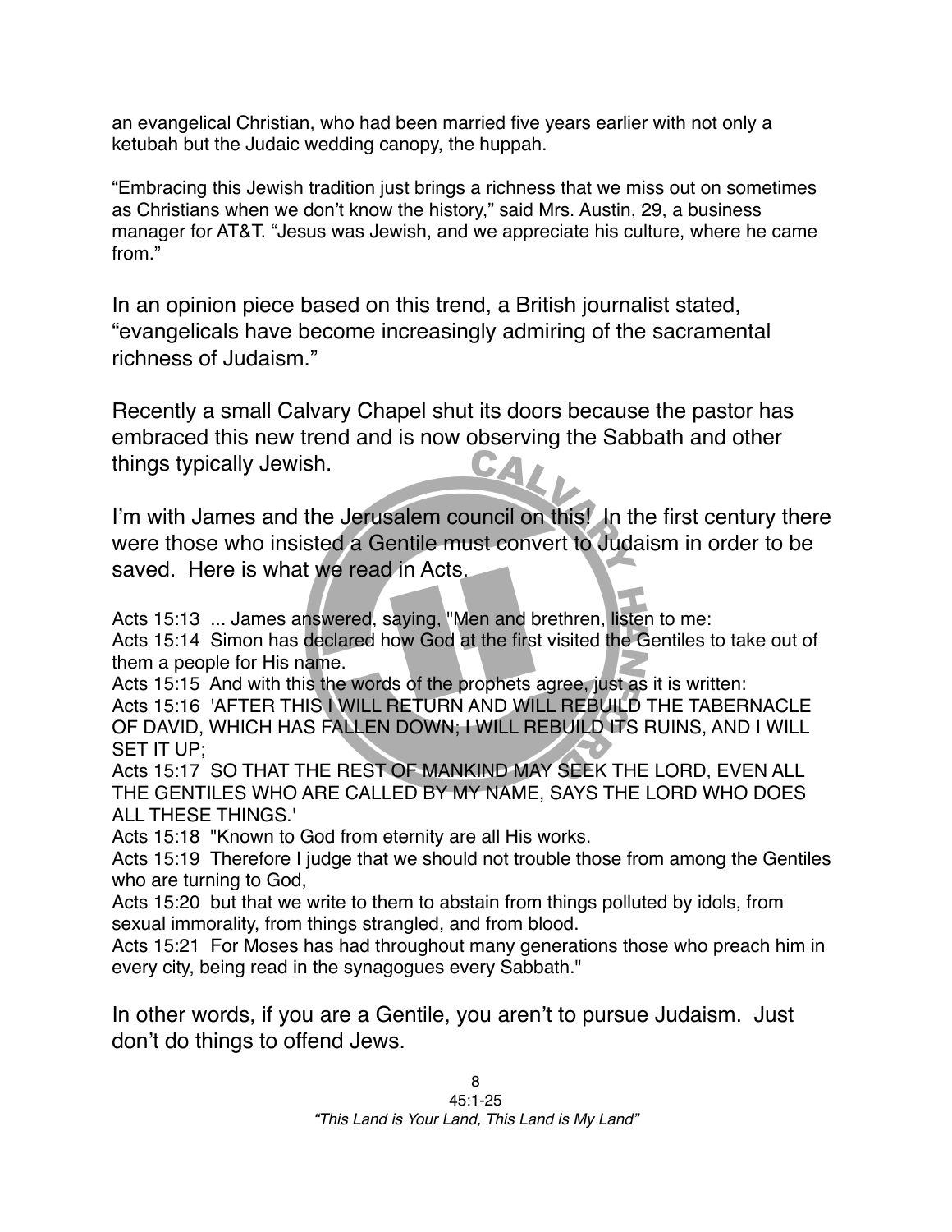an evangelical Christian, who had been married five years earlier with not only a ketubah but the Judaic wedding canopy, the huppah.

“Embracing this Jewish tradition just brings a richness that we miss out on sometimes as Christians when we don’t know the history,” said Mrs. Austin, 29, a business manager for AT&T. “Jesus was Jewish, and we appreciate his culture, where he came from.”

In an opinion piece based on this trend, a British journalist stated, “evangelicals have become increasingly admiring of the sacramental richness of Judaism.”

Recently a small Calvary Chapel shut its doors because the pastor has embraced this new trend and is now observing the Sabbath and other things typically Jewish.

I’m with James and the Jerusalem council on this! In the first century there were those who insisted a Gentile must convert to Judaism in order to be saved. Here is what we read in Acts.

Acts 15:13 ... James answered, saying, "Men and brethren, listen to me:
Acts 15:14 Simon has declared how God at the first visited the Gentiles to take out of them a people for His name.
Acts 15:15 And with this the words of the prophets agree, just as it is written:
Acts 15:16 'AFTER THIS I WILL RETURN AND WILL REBUILD THE TABERNACLE OF DAVID, WHICH HAS FALLEN DOWN; I WILL REBUILD ITS RUINS, AND I WILL SET IT UP;
Acts 15:17 SO THAT THE REST OF MANKIND MAY SEEK THE LORD, EVEN ALL THE GENTILES WHO ARE CALLED BY MY NAME, SAYS THE LORD WHO DOES ALL THESE THINGS.'
Acts 15:18 "Known to God from eternity are all His works.
Acts 15:19 Therefore I judge that we should not trouble those from among the Gentiles who are turning to God,
Acts 15:20 but that we write to them to abstain from things polluted by idols, from sexual immorality, from things strangled, and from blood.
Acts 15:21 For Moses has had throughout many generations those who preach him in every city, being read in the synagogues every Sabbath."

In other words, if you are a Gentile, you aren’t to pursue Judaism. Just don’t do things to offend Jews.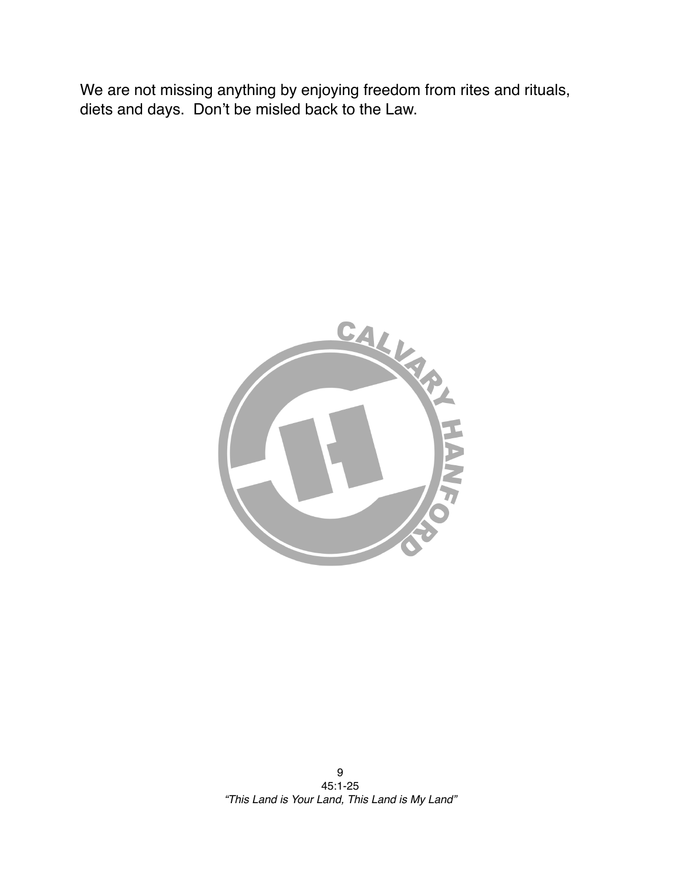We are not missing anything by enjoying freedom from rites and rituals, diets and days. Don't be misled back to the Law.